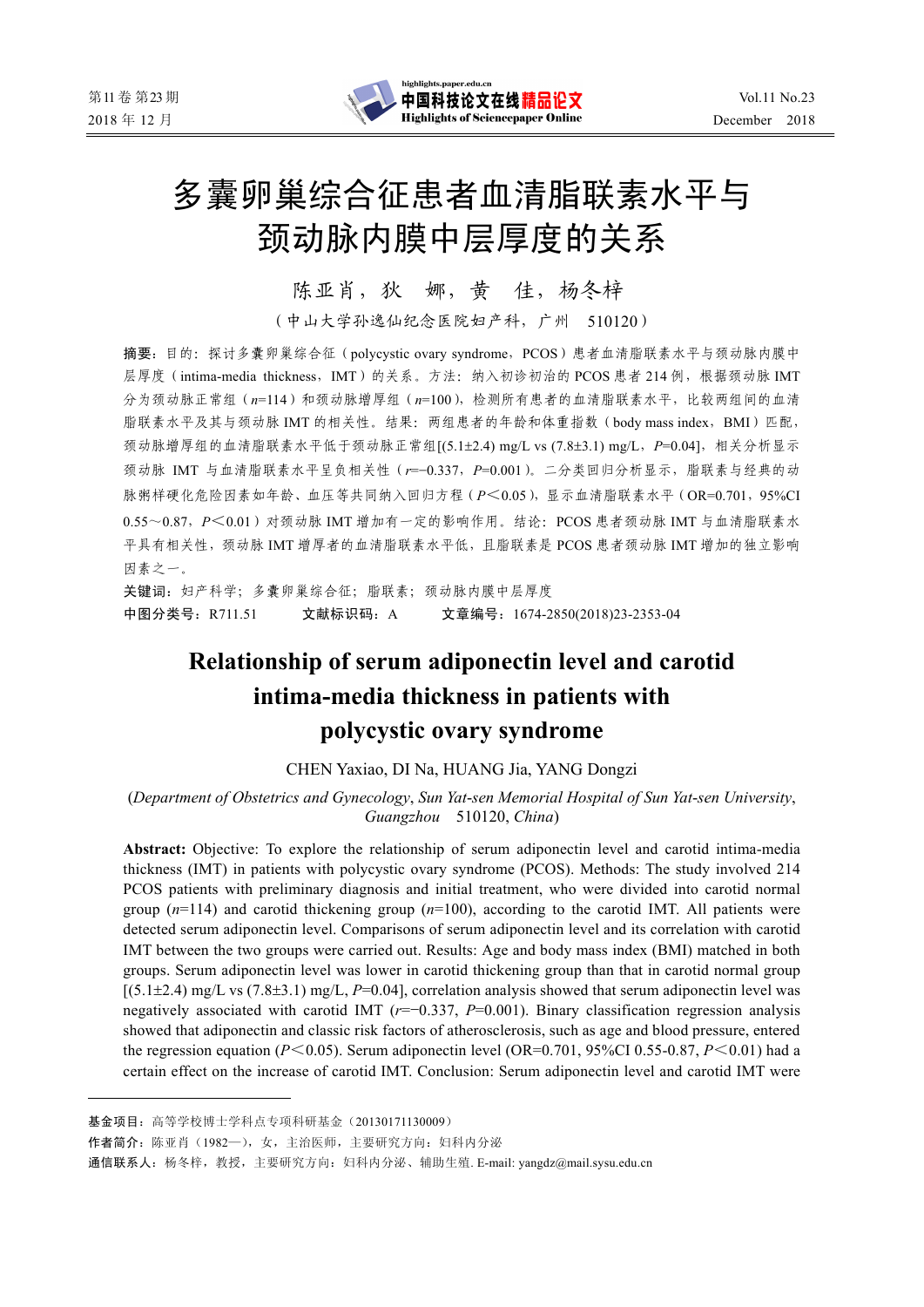# 多囊卵巢综合征患者血清脂联素水平与颈动脉内膜中层厚度的关系

陈亚肖，狄 娜，黄 佳，杨冬梓

（中山大学孙逸仙纪念医院妇产科，广州 510120）

**摘要**：目的：探讨多囊卵巢综合征（polycystic ovary syndrome，PCOS）患者血清脂联素水平与颈动脉内膜中层厚度（intima-media thickness，IMT）的关系。方法：纳入初诊初治的 PCOS 患者 214 例，根据颈动脉 IMT 分为颈动脉正常组（$n$=114）和颈动脉增厚组（$n$=100），检测所有患者的血清脂联素水平，比较两组间的血清脂联素水平及其与颈动脉 IMT 的相关性。结果：两组患者的年龄和体重指数（body mass index，BMI）匹配，颈动脉增厚组的血清脂联素水平低于颈动脉正常组[(5.1±2.4) mg/L vs (7.8±3.1) mg/L，$P$=0.04]，相关分析显示颈动脉 IMT 与血清脂联素水平呈负相关性（$r$=−0.337，$P$=0.001）。二分类回归分析显示，脂联素与经典的动脉粥样硬化危险因素如年龄、血压等共同纳入回归方程（$P$＜0.05），显示血清脂联素水平（OR=0.701，95%CI 0.55～0.87，$P$＜0.01）对颈动脉 IMT 增加有一定的影响作用。结论：PCOS 患者颈动脉 IMT 与血清脂联素水平具有相关性，颈动脉 IMT 增厚者的血清脂联素水平低，且脂联素是 PCOS 患者颈动脉 IMT 增加的独立影响因素之一。

**关键词**：妇产科学；多囊卵巢综合征；脂联素；颈动脉内膜中层厚度

**中图分类号**：R711.51　　**文献标识码**：A　　**文章编号**：1674-2850(2018)23-2353-04

# Relationship of serum adiponectin level and carotid intima-media thickness in patients with polycystic ovary syndrome

CHEN Yaxiao, DI Na, HUANG Jia, YANG Dongzi

(*Department of Obstetrics and Gynecology*, *Sun Yat-sen Memorial Hospital of Sun Yat-sen University*, *Guangzhou* 510120, *China*)

**Abstract:** Objective: To explore the relationship of serum adiponectin level and carotid intima-media thickness (IMT) in patients with polycystic ovary syndrome (PCOS). Methods: The study involved 214 PCOS patients with preliminary diagnosis and initial treatment, who were divided into carotid normal group ($n$=114) and carotid thickening group ($n$=100), according to the carotid IMT. All patients were detected serum adiponectin level. Comparisons of serum adiponectin level and its correlation with carotid IMT between the two groups were carried out. Results: Age and body mass index (BMI) matched in both groups. Serum adiponectin level was lower in carotid thickening group than that in carotid normal group [(5.1±2.4) mg/L vs (7.8±3.1) mg/L, $P$=0.04], correlation analysis showed that serum adiponectin level was negatively associated with carotid IMT ($r$=−0.337, $P$=0.001). Binary classification regression analysis showed that adiponectin and classic risk factors of atherosclerosis, such as age and blood pressure, entered the regression equation ($P$＜0.05). Serum adiponectin level (OR=0.701, 95%CI 0.55-0.87, $P$＜0.01) had a certain effect on the increase of carotid IMT. Conclusion: Serum adiponectin level and carotid IMT were

---

**基金项目**：高等学校博士学科点专项科研基金（20130171130009）

**作者简介**：陈亚肖（1982—），女，主治医师，主要研究方向：妇科内分泌

**通信联系人**：杨冬梓，教授，主要研究方向：妇科内分泌、辅助生殖. E-mail: yangdz@mail.sysu.edu.cn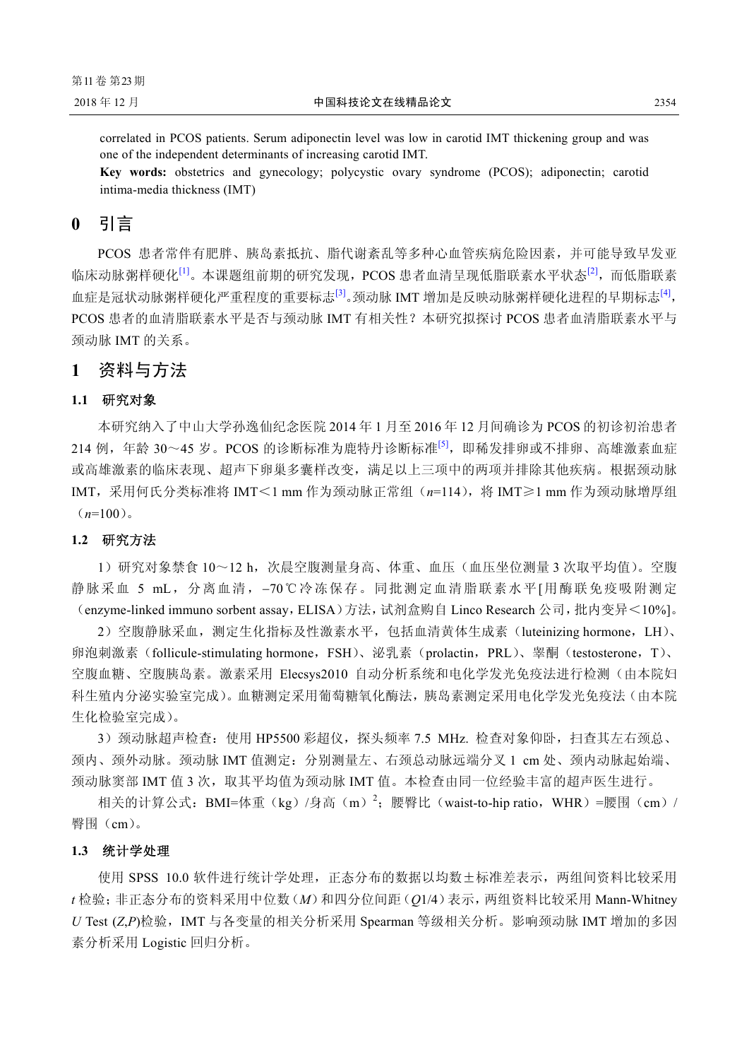correlated in PCOS patients. Serum adiponectin level was low in carotid IMT thickening group and was one of the independent determinants of increasing carotid IMT.

**Key words:** obstetrics and gynecology; polycystic ovary syndrome (PCOS); adiponectin; carotid intima-media thickness (IMT)

# 0 引言

PCOS 患者常伴有肥胖、胰岛素抵抗、脂代谢紊乱等多种心血管疾病危险因素，并可能导致早发亚临床动脉粥样硬化[1]。本课题组前期的研究发现，PCOS 患者血清呈现低脂联素水平状态[2]，而低脂联素血症是冠状动脉粥样硬化严重程度的重要标志[3]。颈动脉 IMT 增加是反映动脉粥样硬化进程的早期标志[4]，PCOS 患者的血清脂联素水平是否与颈动脉 IMT 有相关性？本研究拟探讨 PCOS 患者血清脂联素水平与颈动脉 IMT 的关系。

# 1 资料与方法

## 1.1 研究对象

本研究纳入了中山大学孙逸仙纪念医院 2014 年 1 月至 2016 年 12 月间确诊为 PCOS 的初诊初治患者 214 例，年龄 30～45 岁。PCOS 的诊断标准为鹿特丹诊断标准[5]，即稀发排卵或不排卵、高雄激素血症或高雄激素的临床表现、超声下卵巢多囊样改变，满足以上三项中的两项并排除其他疾病。根据颈动脉 IMT，采用何氏分类标准将 IMT＜1 mm 作为颈动脉正常组（$n$=114），将 IMT≥1 mm 作为颈动脉增厚组（$n$=100）。

## 1.2 研究方法

1）研究对象禁食 10～12 h，次晨空腹测量身高、体重、血压（血压坐位测量 3 次取平均值）。空腹静脉采血 5 mL，分离血清，−70℃冷冻保存。同批测定血清脂联素水平[用酶联免疫吸附测定（enzyme-linked immuno sorbent assay，ELISA）方法，试剂盒购自 Linco Research 公司，批内变异＜10%]。

2）空腹静脉采血，测定生化指标及性激素水平，包括血清黄体生成素（luteinizing hormone，LH）、卵泡刺激素（follicle-stimulating hormone，FSH）、泌乳素（prolactin，PRL）、睾酮（testosterone，T）、空腹血糖、空腹胰岛素。激素采用 Elecsys2010 自动分析系统和电化学发光免疫法进行检测（由本院妇科生殖内分泌实验室完成）。血糖测定采用葡萄糖氧化酶法，胰岛素测定采用电化学发光免疫法（由本院生化检验室完成）。

3）颈动脉超声检查：使用 HP5500 彩超仪，探头频率 7.5 MHz. 检查对象仰卧，扫查其左右颈总、颈内、颈外动脉。颈动脉 IMT 值测定：分别测量左、右颈总动脉远端分叉 1 cm 处、颈内动脉起始端、颈动脉窦部 IMT 值 3 次，取其平均值为颈动脉 IMT 值。本检查由同一位经验丰富的超声医生进行。

相关的计算公式：BMI=体重（kg）/身高（m）$^2$；腰臀比（waist-to-hip ratio，WHR）=腰围（cm）/臀围（cm）。

## 1.3 统计学处理

使用 SPSS 10.0 软件进行统计学处理，正态分布的数据以均数±标准差表示，两组间资料比较采用 $t$ 检验；非正态分布的资料采用中位数（$M$）和四分位间距（$Q$1/4）表示，两组资料比较采用 Mann-Whitney $U$ Test ($Z$,$P$)检验，IMT 与各变量的相关分析采用 Spearman 等级相关分析。影响颈动脉 IMT 增加的多因素分析采用 Logistic 回归分析。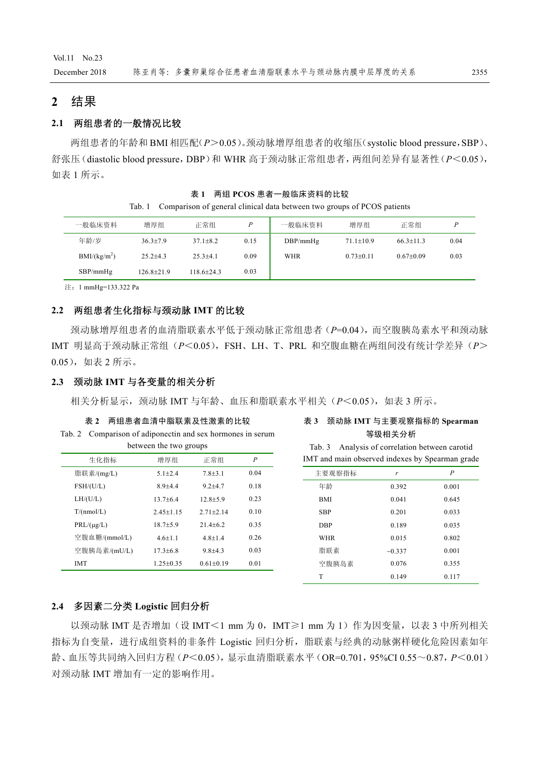## 2 结果

### 2.1 两组患者的一般情况比较

两组患者的年龄和BMI相匹配（$P$＞0.05）。颈动脉增厚组患者的收缩压（systolic blood pressure，SBP）、舒张压（diastolic blood pressure，DBP）和WHR高于颈动脉正常组患者，两组间差异有显著性（$P$＜0.05），如表1所示。

**表1 两组PCOS患者一般临床资料的比较**

Tab. 1 Comparison of general clinical data between two groups of PCOS patients

| 一般临床资料 | 增厚组 | 正常组 | $P$ | 一般临床资料 | 增厚组 | 正常组 | $P$ |
|---|---|---|---|---|---|---|---|
| 年龄/岁 | 36.3±7.9 | 37.1±8.2 | 0.15 | DBP/mmHg | 71.1±10.9 | 66.3±11.3 | 0.04 |
| BMI/(kg/m$^2$) | 25.2±4.3 | 25.3±4.1 | 0.09 | WHR | 0.73±0.11 | 0.67±0.09 | 0.03 |
| SBP/mmHg | 126.8±21.9 | 118.6±24.3 | 0.03 | | | | |

注：1 mmHg=133.322 Pa

### 2.2 两组患者生化指标与颈动脉IMT的比较

颈动脉增厚组患者的血清脂联素水平低于颈动脉正常组患者（$P$=0.04），而空腹胰岛素水平和颈动脉IMT明显高于颈动脉正常组（$P$＜0.05），FSH、LH、T、PRL和空腹血糖在两组间没有统计学差异（$P$＞0.05），如表2所示。

### 2.3 颈动脉IMT与各变量的相关分析

相关分析显示，颈动脉IMT与年龄、血压和脂联素水平相关（$P$＜0.05），如表3所示。

**表2 两组患者血清中脂联素及性激素的比较**

Tab. 2 Comparison of adiponectin and sex hormones in serum between the two groups

| 生化指标 | 增厚组 | 正常组 | $P$ |
|---|---|---|---|
| 脂联素/(mg/L) | 5.1±2.4 | 7.8±3.1 | 0.04 |
| FSH/(U/L) | 8.9±4.4 | 9.2±4.7 | 0.18 |
| LH/(U/L) | 13.7±6.4 | 12.8±5.9 | 0.23 |
| T/(nmol/L) | 2.45±1.15 | 2.71±2.14 | 0.10 |
| PRL/(μg/L) | 18.7±5.9 | 21.4±6.2 | 0.35 |
| 空腹血糖/(mmol/L) | 4.6±1.1 | 4.8±1.4 | 0.26 |
| 空腹胰岛素/(mU/L) | 17.3±6.8 | 9.8±4.3 | 0.03 |
| IMT | 1.25±0.35 | 0.61±0.19 | 0.01 |

**表3 颈动脉IMT与主要观察指标的Spearman等级相关分析**

Tab. 3 Analysis of correlation between carotid IMT and main observed indexes by Spearman grade

| 主要观察指标 | $r$ | $P$ |
|---|---|---|
| 年龄 | 0.392 | 0.001 |
| BMI | 0.041 | 0.645 |
| SBP | 0.201 | 0.033 |
| DBP | 0.189 | 0.035 |
| WHR | 0.015 | 0.802 |
| 脂联素 | −0.337 | 0.001 |
| 空腹胰岛素 | 0.076 | 0.355 |
| T | 0.149 | 0.117 |

### 2.4 多因素二分类Logistic回归分析

以颈动脉IMT是否增加（设IMT＜1 mm为0，IMT≥1 mm为1）作为因变量，以表3中所列相关指标为自变量，进行成组资料的非条件Logistic回归分析，脂联素与经典的动脉粥样硬化危险因素如年龄、血压等共同纳入回归方程（$P$＜0.05），显示血清脂联素水平（OR=0.701，95%CI 0.55～0.87，$P$＜0.01）对颈动脉IMT增加有一定的影响作用。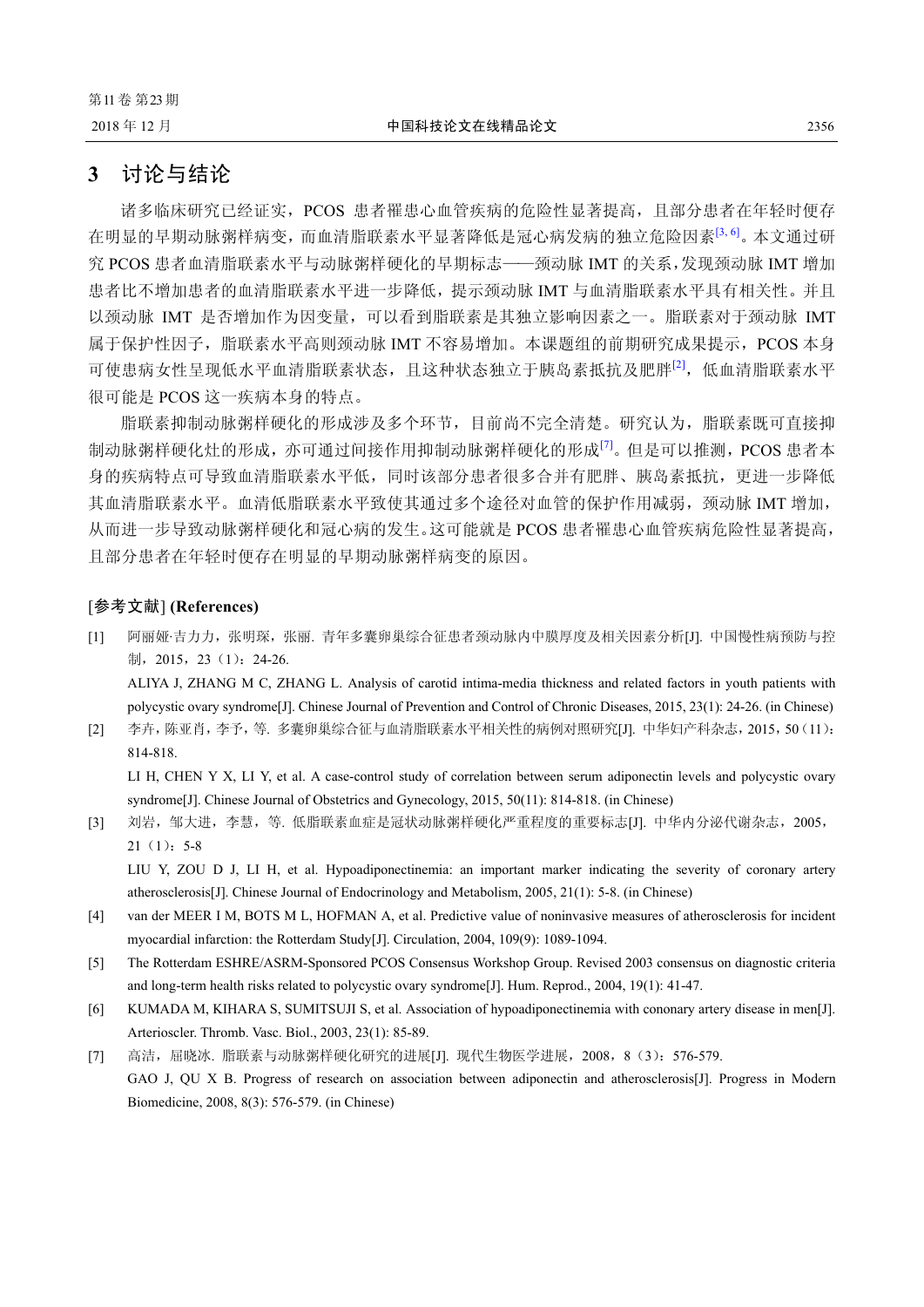## 3 讨论与结论

诸多临床研究已经证实，PCOS 患者罹患心血管疾病的危险性显著提高，且部分患者在年轻时便存在明显的早期动脉粥样病变，而血清脂联素水平显著降低是冠心病发病的独立危险因素[3, 6]。本文通过研究 PCOS 患者血清脂联素水平与动脉粥样硬化的早期标志——颈动脉 IMT 的关系，发现颈动脉 IMT 增加患者比不增加患者的血清脂联素水平进一步降低，提示颈动脉 IMT 与血清脂联素水平具有相关性。并且以颈动脉 IMT 是否增加作为因变量，可以看到脂联素是其独立影响因素之一。脂联素对于颈动脉 IMT 属于保护性因子，脂联素水平高则颈动脉 IMT 不容易增加。本课题组的前期研究成果提示，PCOS 本身可使患病女性呈现低水平血清脂联素状态，且这种状态独立于胰岛素抵抗及肥胖[2]，低血清脂联素水平很可能是 PCOS 这一疾病本身的特点。

脂联素抑制动脉粥样硬化的形成涉及多个环节，目前尚不完全清楚。研究认为，脂联素既可直接抑制动脉粥样硬化灶的形成，亦可通过间接作用抑制动脉粥样硬化的形成[7]。但是可以推测，PCOS 患者本身的疾病特点可导致血清脂联素水平低，同时该部分患者很多合并有肥胖、胰岛素抵抗，更进一步降低其血清脂联素水平。血清低脂联素水平致使其通过多个途径对血管的保护作用减弱，颈动脉 IMT 增加，从而进一步导致动脉粥样硬化和冠心病的发生。这可能就是 PCOS 患者罹患心血管疾病危险性显著提高，且部分患者在年轻时便存在明显的早期动脉粥样病变的原因。

### [参考文献] (References)

[1] 阿丽娅·吉力力，张明琛，张丽. 青年多囊卵巢综合征患者颈动脉内中膜厚度及相关因素分析[J]. 中国慢性病预防与控制，2015，23（1）：24-26.
ALIYA J, ZHANG M C, ZHANG L. Analysis of carotid intima-media thickness and related factors in youth patients with polycystic ovary syndrome[J]. Chinese Journal of Prevention and Control of Chronic Diseases, 2015, 23(1): 24-26. (in Chinese)

[2] 李卉，陈亚肖，李予，等. 多囊卵巢综合征与血清脂联素水平相关性的病例对照研究[J]. 中华妇产科杂志，2015，50（11）：814-818.
LI H, CHEN Y X, LI Y, et al. A case-control study of correlation between serum adiponectin levels and polycystic ovary syndrome[J]. Chinese Journal of Obstetrics and Gynecology, 2015, 50(11): 814-818. (in Chinese)

[3] 刘岩，邹大进，李慧，等. 低脂联素血症是冠状动脉粥样硬化严重程度的重要标志[J]. 中华内分泌代谢杂志，2005，21（1）：5-8
LIU Y, ZOU D J, LI H, et al. Hypoadiponectinemia: an important marker indicating the severity of coronary artery atherosclerosis[J]. Chinese Journal of Endocrinology and Metabolism, 2005, 21(1): 5-8. (in Chinese)

[4] van der MEER I M, BOTS M L, HOFMAN A, et al. Predictive value of noninvasive measures of atherosclerosis for incident myocardial infarction: the Rotterdam Study[J]. Circulation, 2004, 109(9): 1089-1094.

[5] The Rotterdam ESHRE/ASRM-Sponsored PCOS Consensus Workshop Group. Revised 2003 consensus on diagnostic criteria and long-term health risks related to polycystic ovary syndrome[J]. Hum. Reprod., 2004, 19(1): 41-47.

[6] KUMADA M, KIHARA S, SUMITSUJI S, et al. Association of hypoadiponectinemia with cononary artery disease in men[J]. Arterioscler. Thromb. Vasc. Biol., 2003, 23(1): 85-89.

[7] 高洁，屈晓冰. 脂联素与动脉粥样硬化研究的进展[J]. 现代生物医学进展，2008，8（3）：576-579.
GAO J, QU X B. Progress of research on association between adiponectin and atherosclerosis[J]. Progress in Modern Biomedicine, 2008, 8(3): 576-579. (in Chinese)